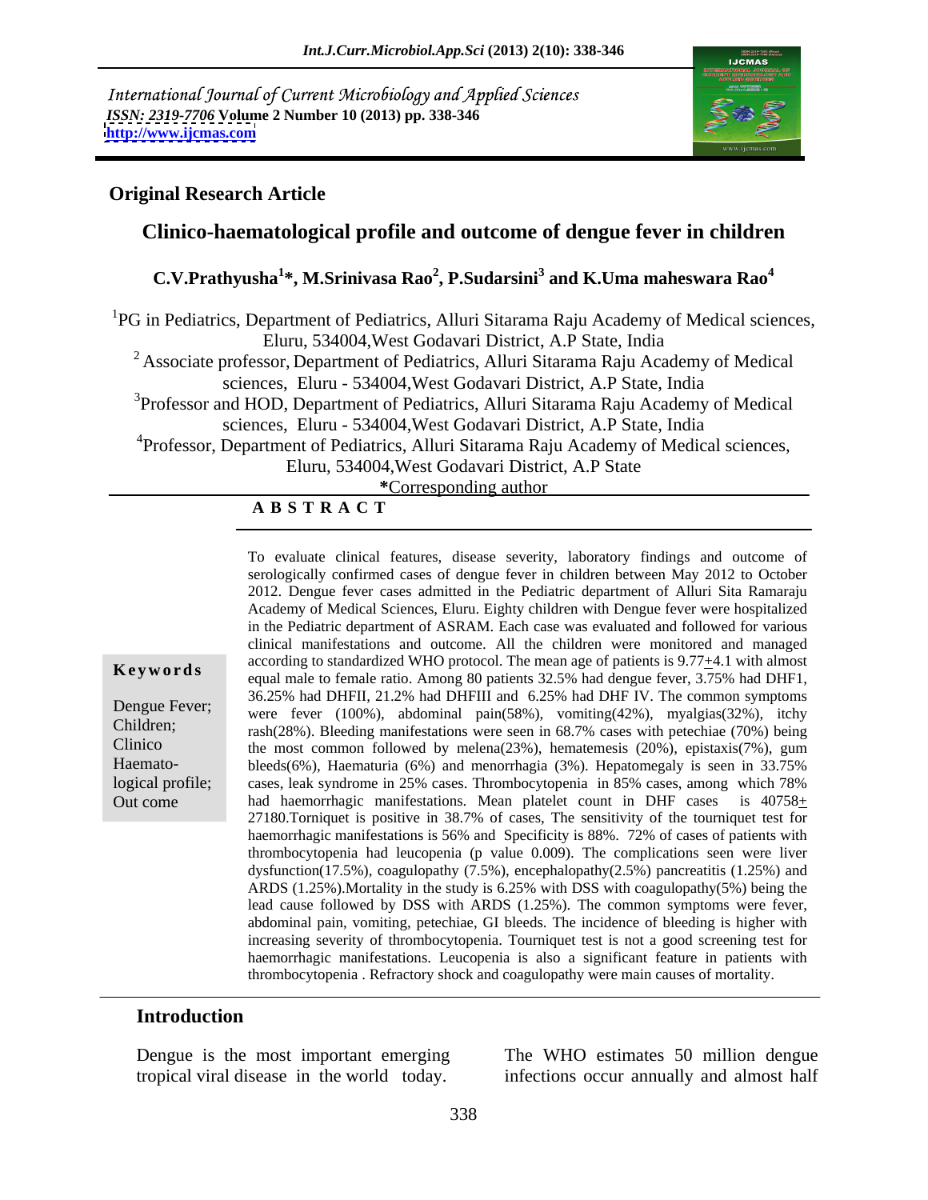International Journal of Current Microbiology and Applied Sciences
*ISSN: 2319-7706* **Volume 2 Number 10 (2013) pp. 338-346**
**http://www.ijcmas.com**

**Original Research Article**

# Clinico-haematological profile and outcome of dengue fever in children

**C.V.Prathyusha[1]*, M.Srinivasa Rao[2], P.Sudarsini[3] and K.Uma maheswara Rao[4]**

[1]PG in Pediatrics, Department of Pediatrics, Alluri Sitarama Raju Academy of Medical sciences, Eluru, 534004,West Godavari District, A.P State, India

[2] Associate professor, Department of Pediatrics, Alluri Sitarama Raju Academy of Medical sciences, Eluru - 534004,West Godavari District, A.P State, India

[3]Professor and HOD, Department of Pediatrics, Alluri Sitarama Raju Academy of Medical sciences, Eluru - 534004,West Godavari District, A.P State, India

[4]Professor, Department of Pediatrics, Alluri Sitarama Raju Academy of Medical sciences, Eluru, 534004,West Godavari District, A.P State

*Corresponding author

## A B S T R A C T

**Keywords**

Dengue Fever; Children; Clinico Haemato-logical profile; Out come

To evaluate clinical features, disease severity, laboratory findings and outcome of serologically confirmed cases of dengue fever in children between May 2012 to October 2012. Dengue fever cases admitted in the Pediatric department of Alluri Sita Ramaraju Academy of Medical Sciences, Eluru. Eighty children with Dengue fever were hospitalized in the Pediatric department of ASRAM. Each case was evaluated and followed for various clinical manifestations and outcome. All the children were monitored and managed according to standardized WHO protocol. The mean age of patients is 9.77+4.1 with almost equal male to female ratio. Among 80 patients 32.5% had dengue fever, 3.75% had DHF1, 36.25% had DHFII, 21.2% had DHFIII and 6.25% had DHF IV. The common symptoms were fever (100%), abdominal pain(58%), vomiting(42%), myalgias(32%), itchy rash(28%). Bleeding manifestations were seen in 68.7% cases with petechiae (70%) being the most common followed by melena(23%), hematemesis (20%), epistaxis(7%), gum bleeds(6%), Haematuria (6%) and menorrhagia (3%). Hepatomegaly is seen in 33.75% cases, leak syndrome in 25% cases. Thrombocytopenia in 85% cases, among which 78% had haemorrhagic manifestations. Mean platelet count in DHF cases is 40758+ 27180.Torniquet is positive in 38.7% of cases, The sensitivity of the tourniquet test for haemorrhagic manifestations is 56% and Specificity is 88%. 72% of cases of patients with thrombocytopenia had leucopenia (p value 0.009). The complications seen were liver dysfunction(17.5%), coagulopathy (7.5%), encephalopathy(2.5%) pancreatitis (1.25%) and ARDS (1.25%).Mortality in the study is 6.25% with DSS with coagulopathy(5%) being the lead cause followed by DSS with ARDS (1.25%). The common symptoms were fever, abdominal pain, vomiting, petechiae, GI bleeds. The incidence of bleeding is higher with increasing severity of thrombocytopenia. Tourniquet test is not a good screening test for haemorrhagic manifestations. Leucopenia is also a significant feature in patients with thrombocytopenia . Refractory shock and coagulopathy were main causes of mortality.

## Introduction

Dengue is the most important emerging tropical viral disease in the world today. The WHO estimates 50 million dengue infections occur annually and almost half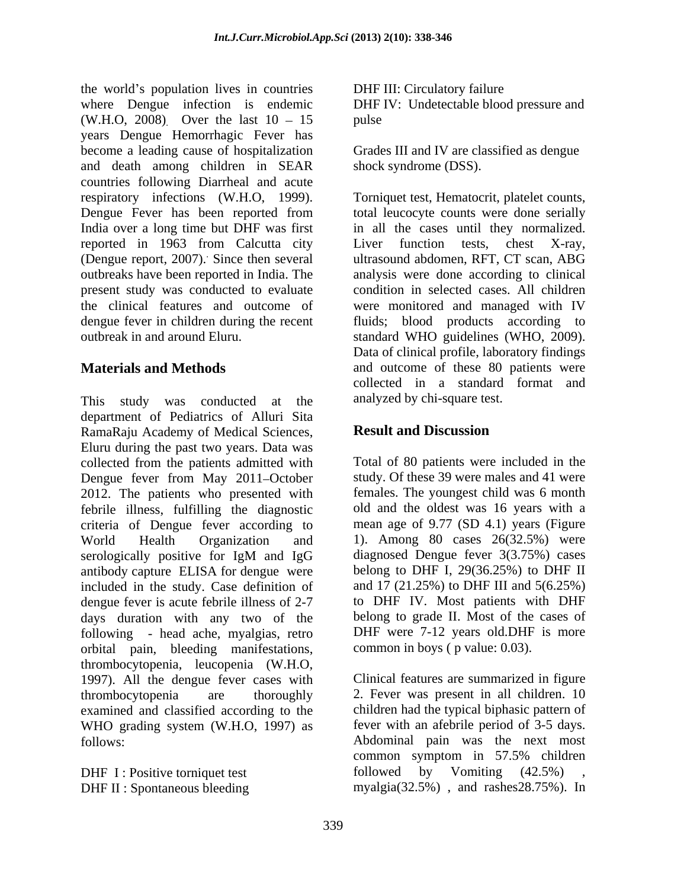the world's population lives in countries where Dengue infection is endemic (W.H.O, 2008). Over the last 10 – 15 years Dengue Hemorrhagic Fever has become a leading cause of hospitalization and death among children in SEAR countries following Diarrheal and acute respiratory infections (W.H.O, 1999). Dengue Fever has been reported from India over a long time but DHF was first reported in 1963 from Calcutta city (Dengue report, 2007). Since then several outbreaks have been reported in India. The present study was conducted to evaluate the clinical features and outcome of dengue fever in children during the recent outbreak in and around Eluru.

## Materials and Methods

This study was conducted at the department of Pediatrics of Alluri Sita RamaRaju Academy of Medical Sciences, Eluru during the past two years. Data was collected from the patients admitted with Dengue fever from May 2011–October 2012. The patients who presented with febrile illness, fulfilling the diagnostic criteria of Dengue fever according to World Health Organization and serologically positive for IgM and IgG antibody capture ELISA for dengue were included in the study. Case definition of dengue fever is acute febrile illness of 2-7 days duration with any two of the following - head ache, myalgias, retro orbital pain, bleeding manifestations, thrombocytopenia, leucopenia (W.H.O, 1997). All the dengue fever cases with thrombocytopenia are thoroughly examined and classified according to the WHO grading system (W.H.O, 1997) as follows:

DHF I : Positive torniquet test
DHF II : Spontaneous bleeding
DHF III: Circulatory failure
DHF IV: Undetectable blood pressure and pulse

Grades III and IV are classified as dengue shock syndrome (DSS).

Torniquet test, Hematocrit, platelet counts, total leucocyte counts were done serially in all the cases until they normalized. Liver function tests, chest X-ray, ultrasound abdomen, RFT, CT scan, ABG analysis were done according to clinical condition in selected cases. All children were monitored and managed with IV fluids; blood products according to standard WHO guidelines (WHO, 2009). Data of clinical profile, laboratory findings and outcome of these 80 patients were collected in a standard format and analyzed by chi-square test.

## Result and Discussion

Total of 80 patients were included in the study. Of these 39 were males and 41 were females. The youngest child was 6 month old and the oldest was 16 years with a mean age of 9.77 (SD 4.1) years (Figure 1). Among 80 cases 26(32.5%) were diagnosed Dengue fever 3(3.75%) cases belong to DHF I, 29(36.25%) to DHF II and 17 (21.25%) to DHF III and 5(6.25%) to DHF IV. Most patients with DHF belong to grade II. Most of the cases of DHF were 7-12 years old.DHF is more common in boys ( p value: 0.03).

Clinical features are summarized in figure 2. Fever was present in all children. 10 children had the typical biphasic pattern of fever with an afebrile period of 3-5 days. Abdominal pain was the next most common symptom in 57.5% children followed by Vomiting (42.5%) , myalgia(32.5%) , and rashes28.75%). In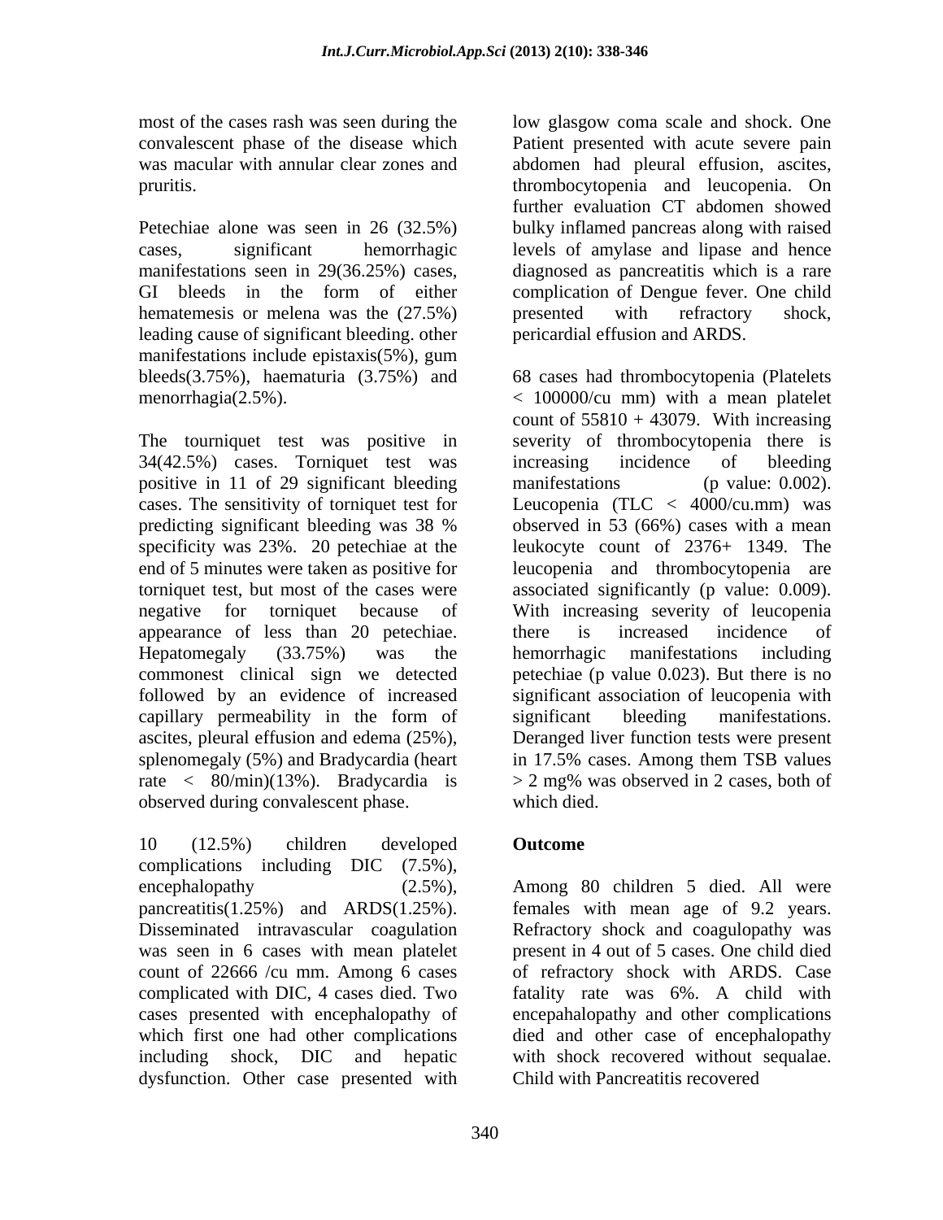most of the cases rash was seen during the convalescent phase of the disease which was macular with annular clear zones and pruritis.

Petechiae alone was seen in 26 (32.5%) cases, significant hemorrhagic manifestations seen in 29(36.25%) cases, GI bleeds in the form of either hematemesis or melena was the (27.5%) leading cause of significant bleeding. other manifestations include epistaxis(5%), gum bleeds(3.75%), haematuria (3.75%) and menorrhagia(2.5%).

The tourniquet test was positive in 34(42.5%) cases. Torniquet test was positive in 11 of 29 significant bleeding cases. The sensitivity of torniquet test for predicting significant bleeding was 38 % specificity was 23%. 20 petechiae at the end of 5 minutes were taken as positive for torniquet test, but most of the cases were negative for torniquet because of appearance of less than 20 petechiae. Hepatomegaly (33.75%) was the commonest clinical sign we detected followed by an evidence of increased capillary permeability in the form of ascites, pleural effusion and edema (25%), splenomegaly (5%) and Bradycardia (heart rate < 80/min)(13%). Bradycardia is observed during convalescent phase.

10 (12.5%) children developed complications including DIC (7.5%), encephalopathy (2.5%), pancreatitis(1.25%) and ARDS(1.25%). Disseminated intravascular coagulation was seen in 6 cases with mean platelet count of 22666 /cu mm. Among 6 cases complicated with DIC, 4 cases died. Two cases presented with encephalopathy of which first one had other complications including shock, DIC and hepatic dysfunction. Other case presented with low glasgow coma scale and shock. One Patient presented with acute severe pain abdomen had pleural effusion, ascites, thrombocytopenia and leucopenia. On further evaluation CT abdomen showed bulky inflamed pancreas along with raised levels of amylase and lipase and hence diagnosed as pancreatitis which is a rare complication of Dengue fever. One child presented with refractory shock, pericardial effusion and ARDS.

68 cases had thrombocytopenia (Platelets < 100000/cu mm) with a mean platelet count of 55810 + 43079. With increasing severity of thrombocytopenia there is increasing incidence of bleeding manifestations (p value: 0.002). Leucopenia (TLC < 4000/cu.mm) was observed in 53 (66%) cases with a mean leukocyte count of 2376+ 1349. The leucopenia and thrombocytopenia are associated significantly (p value: 0.009). With increasing severity of leucopenia there is increased incidence of hemorrhagic manifestations including petechiae (p value 0.023). But there is no significant association of leucopenia with significant bleeding manifestations. Deranged liver function tests were present in 17.5% cases. Among them TSB values > 2 mg% was observed in 2 cases, both of which died.

## Outcome

Among 80 children 5 died. All were females with mean age of 9.2 years. Refractory shock and coagulopathy was present in 4 out of 5 cases. One child died of refractory shock with ARDS. Case fatality rate was 6%. A child with encepahalopathy and other complications died and other case of encephalopathy with shock recovered without sequalae. Child with Pancreatitis recovered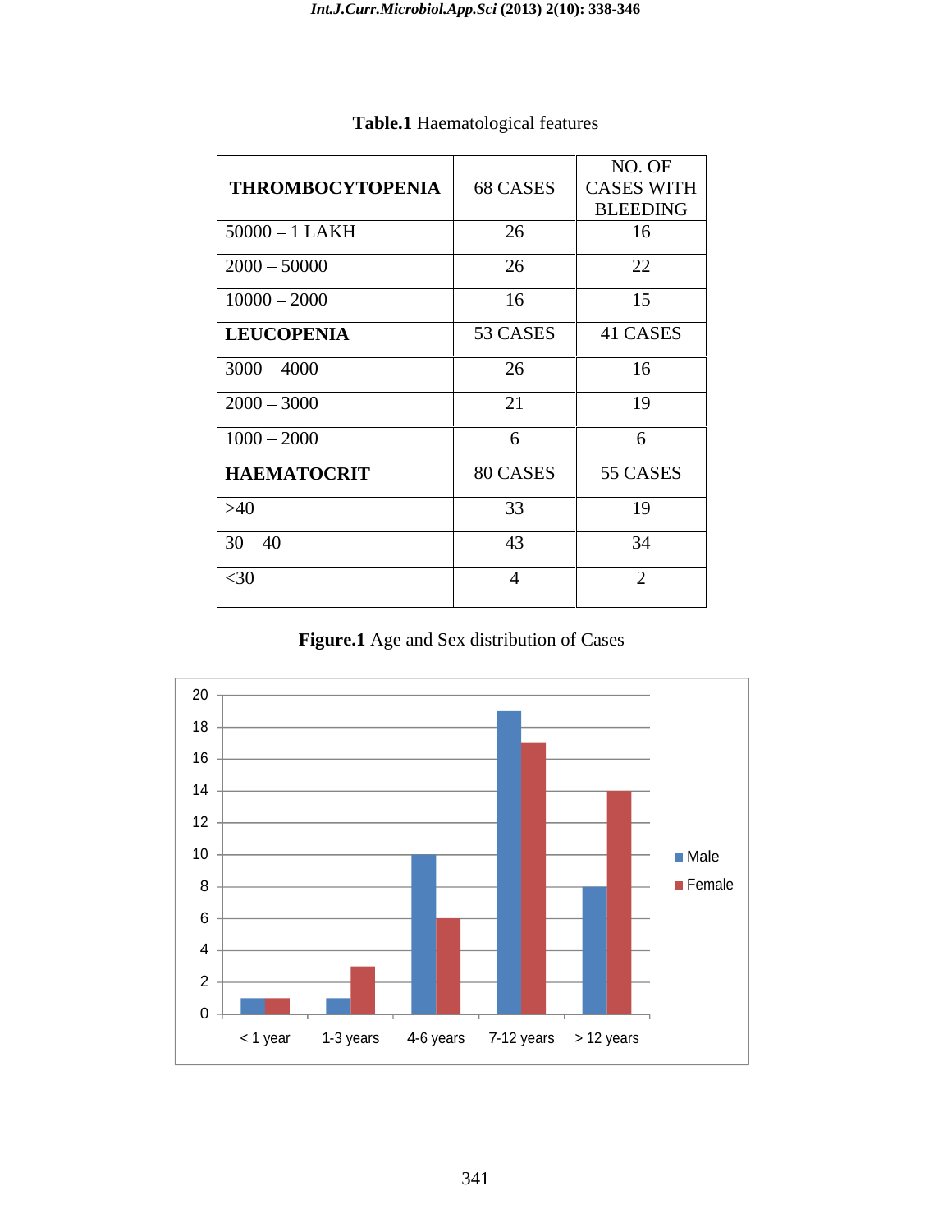**Table.1** Haematological features

| THROMBOCYTOPENIA | 68 CASES | NO. OF CASES WITH BLEEDING |
|---|---|---|
| 50000 – 1 LAKH | 26 | 16 |
| 2000 – 50000 | 26 | 22 |
| 10000 – 2000 | 16 | 15 |
| **LEUCOPENIA** | 53 CASES | 41 CASES |
| 3000 – 4000 | 26 | 16 |
| 2000 – 3000 | 21 | 19 |
| 1000 – 2000 | 6 | 6 |
| **HAEMATOCRIT** | 80 CASES | 55 CASES |
| >40 | 33 | 19 |
| 30 – 40 | 43 | 34 |
| <30 | 4 | 2 |

**Figure.1** Age and Sex distribution of Cases

| Age group | Male | Female |
|---|---|---|
| < 1 year | 1 | 1 |
| 1-3 years | 1 | 3 |
| 4-6 years | 10 | 6 |
| 7-12 years | 19 | 17 |
| > 12 years | 8 | 14 |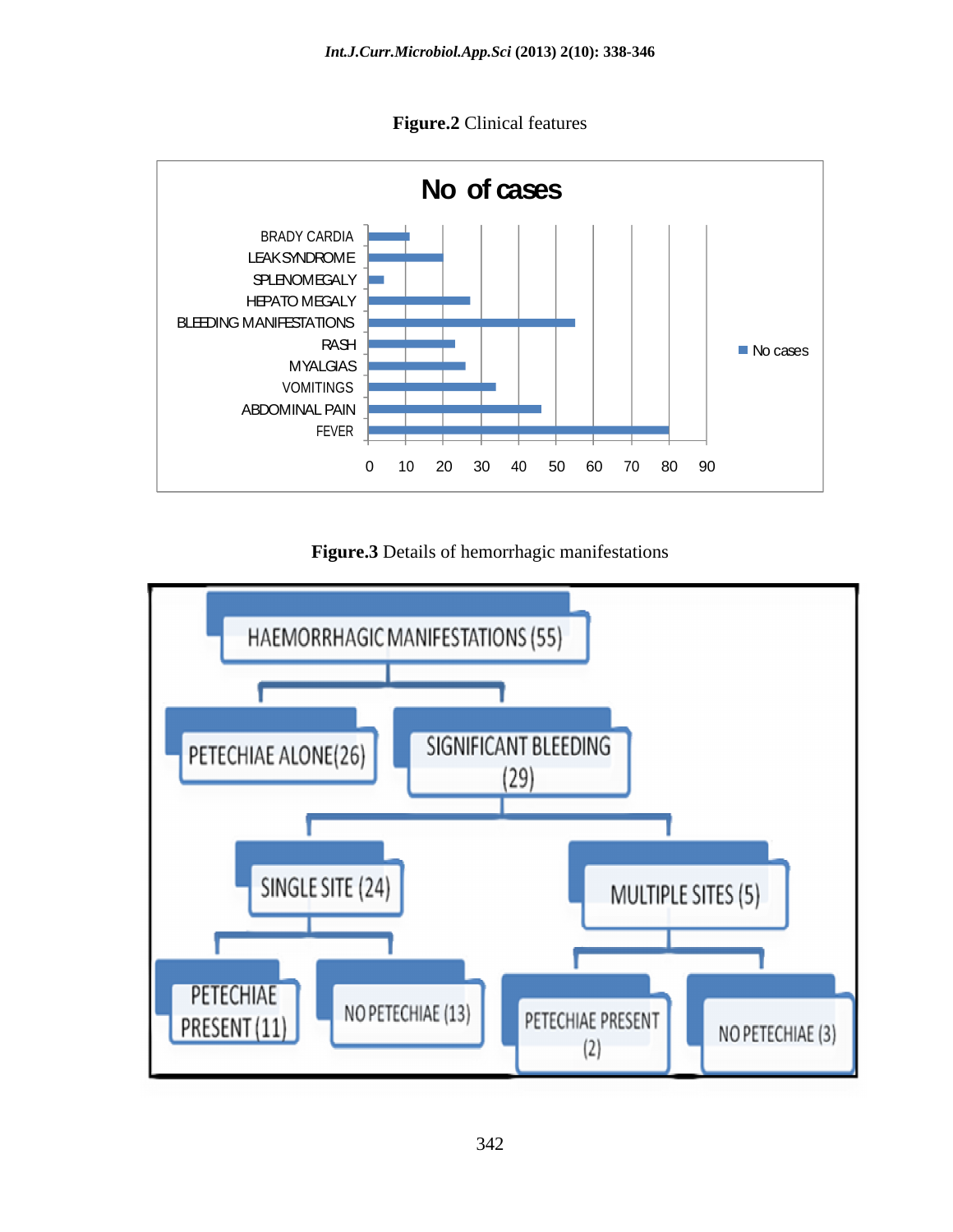**Figure.2** Clinical features

**Figure.3** Details of hemorrhagic manifestations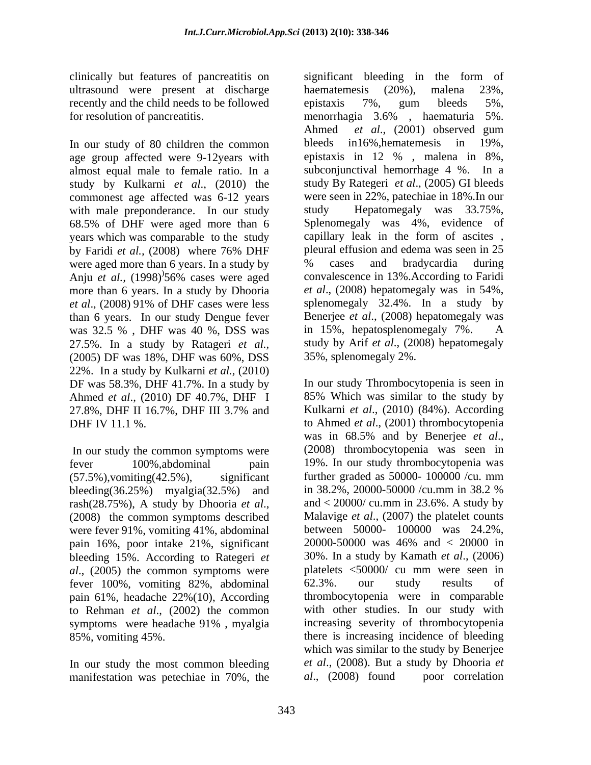clinically but features of pancreatitis on ultrasound were present at discharge recently and the child needs to be followed for resolution of pancreatitis.

In our study of 80 children the common age group affected were 9-12years with almost equal male to female ratio. In a study by Kulkarni *et al*., (2010) the commonest age affected was 6-12 years with male preponderance. In our study 68.5% of DHF were aged more than 6 years which was comparable to the study by Faridi *et al.,* (2008) where 76% DHF were aged more than 6 years. In a study by Anju *et al.,* (1998) 56% cases were aged more than 6 years. In a study by Dhooria *et al*., (2008) 91% of DHF cases were less than 6 years. In our study Dengue fever was 32.5 % , DHF was 40 %, DSS was 27.5%. In a study by Ratageri *et al.,* (2005) DF was 18%, DHF was 60%, DSS 22%. In a study by Kulkarni *et al.,* (2010) DF was 58.3%, DHF 41.7%. In a study by Ahmed *et al*., (2010) DF 40.7%, DHF I 27.8%, DHF II 16.7%, DHF III 3.7% and DHF IV 11.1 %.

In our study the common symptoms were fever 100%,abdominal pain (57.5%),vomiting(42.5%), significant bleeding(36.25%) myalgia(32.5%) and rash(28.75%), A study by Dhooria *et al*., (2008) the common symptoms described were fever 91%, vomiting 41%, abdominal pain 16%, poor intake 21%, significant bleeding 15%. According to Rategeri *et al*., (2005) the common symptoms were fever 100%, vomiting 82%, abdominal pain 61%, headache 22%(10), According to Rehman *et al*., (2002) the common symptoms were headache 91% , myalgia 85%, vomiting 45%.

In our study the most common bleeding manifestation was petechiae in 70%, the significant bleeding in the form of haematemesis (20%), malena 23%, epistaxis 7%, gum bleeds 5%, menorrhagia 3.6% , haematuria 5%. Ahmed *et al*., (2001) observed gum bleeds in16%,hematemesis in 19%, epistaxis in 12 % , malena in 8%, subconjunctival hemorrhage 4 %. In a study By Rategeri *et al*., (2005) GI bleeds were seen in 22%, patechiae in 18%.In our study Hepatomegaly was 33.75%, Splenomegaly was 4%, evidence of capillary leak in the form of ascites , pleural effusion and edema was seen in 25 % cases and bradycardia during convalescence in 13%.According to Faridi *et al*., (2008) hepatomegaly was in 54%, splenomegaly 32.4%. In a study by Benerjee *et al*., (2008) hepatomegaly was in 15%, hepatosplenomegaly 7%. A study by Arif *et al*., (2008) hepatomegaly 35%, splenomegaly 2%.

In our study Thrombocytopenia is seen in 85% Which was similar to the study by Kulkarni *et al*., (2010) (84%). According to Ahmed *et al*., (2001) thrombocytopenia was in 68.5% and by Benerjee *et al*., (2008) thrombocytopenia was seen in 19%. In our study thrombocytopenia was further graded as 50000- 100000 /cu. mm in 38.2%, 20000-50000 /cu.mm in 38.2 % and < 20000/ cu.mm in 23.6%. A study by Malavige *et al*., (2007) the platelet counts between 50000- 100000 was 24.2%, 20000-50000 was 46% and < 20000 in 30%. In a study by Kamath *et al*., (2006) platelets <50000/ cu mm were seen in 62.3%. our study results of thrombocytopenia were in comparable with other studies. In our study with increasing severity of thrombocytopenia there is increasing incidence of bleeding which was similar to the study by Benerjee *et al*., (2008). But a study by Dhooria *et al*., (2008) found poor correlation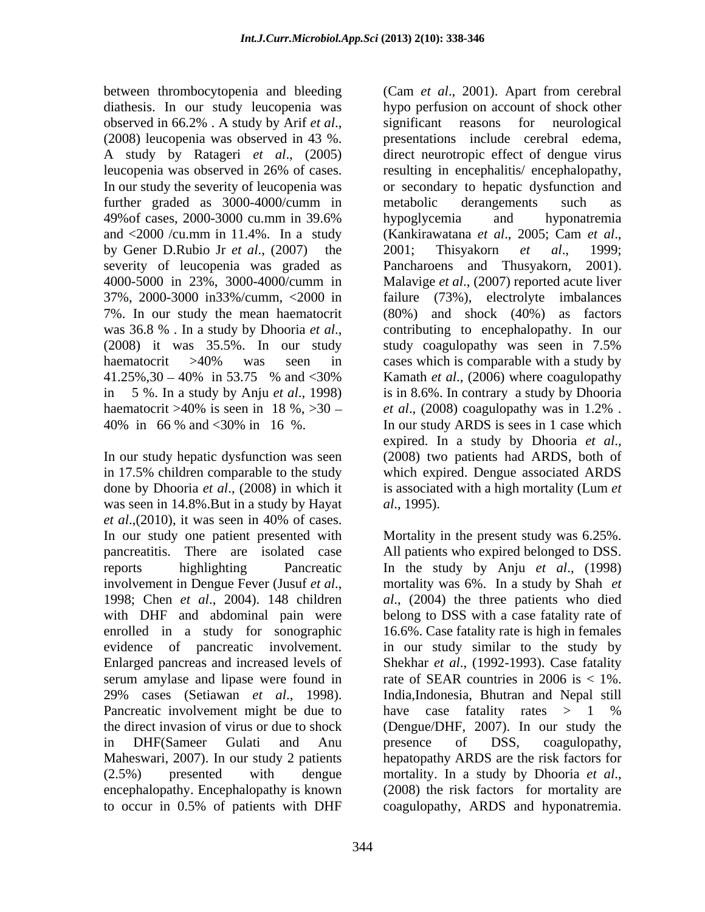between thrombocytopenia and bleeding diathesis. In our study leucopenia was observed in 66.2% . A study by Arif *et al*., (2008) leucopenia was observed in 43 %. A study by Ratageri *et al*., (2005) leucopenia was observed in 26% of cases. In our study the severity of leucopenia was further graded as 3000-4000/cumm in 49%of cases, 2000-3000 cu.mm in 39.6% and <2000 /cu.mm in 11.4%. In a study by Gener D.Rubio Jr *et al*., (2007) the severity of leucopenia was graded as 4000-5000 in 23%, 3000-4000/cumm in 37%, 2000-3000 in33%/cumm, <2000 in 7%. In our study the mean haematocrit was 36.8 % . In a study by Dhooria *et al*., (2008) it was 35.5%. In our study haematocrit >40% was seen in 41.25%,30 – 40% in 53.75 % and <30% in 5 %. In a study by Anju *et al*., 1998) haematocrit >40% is seen in 18 %, >30 – 40% in 66 % and <30% in 16 %.

In our study hepatic dysfunction was seen in 17.5% children comparable to the study done by Dhooria *et al*., (2008) in which it was seen in 14.8%.But in a study by Hayat *et al*.,(2010), it was seen in 40% of cases. In our study one patient presented with pancreatitis. There are isolated case reports highlighting Pancreatic involvement in Dengue Fever (Jusuf *et al*., 1998; Chen *et al*., 2004). 148 children with DHF and abdominal pain were enrolled in a study for sonographic evidence of pancreatic involvement. Enlarged pancreas and increased levels of serum amylase and lipase were found in 29% cases (Setiawan *et al*., 1998). Pancreatic involvement might be due to the direct invasion of virus or due to shock in DHF(Sameer Gulati and Anu Maheswari, 2007). In our study 2 patients (2.5%) presented with dengue encephalopathy. Encephalopathy is known to occur in 0.5% of patients with DHF (Cam *et al*., 2001). Apart from cerebral hypo perfusion on account of shock other significant reasons for neurological presentations include cerebral edema, direct neurotropic effect of dengue virus resulting in encephalitis/ encephalopathy, or secondary to hepatic dysfunction and metabolic derangements such as hypoglycemia and hyponatremia (Kankirawatana *et al*., 2005; Cam *et al*., 2001; Thisyakorn *et al*., 1999; Pancharoens and Thusyakorn, 2001). Malavige *et al*., (2007) reported acute liver failure (73%), electrolyte imbalances (80%) and shock (40%) as factors contributing to encephalopathy. In our study coagulopathy was seen in 7.5% cases which is comparable with a study by Kamath *et al*., (2006) where coagulopathy is in 8.6%. In contrary a study by Dhooria *et al*., (2008) coagulopathy was in 1.2% . In our study ARDS is sees in 1 case which expired. In a study by Dhooria *et al*., (2008) two patients had ARDS, both of which expired. Dengue associated ARDS is associated with a high mortality (Lum *et al*., 1995).

Mortality in the present study was 6.25%. All patients who expired belonged to DSS. In the study by Anju *et al*., (1998) mortality was 6%. In a study by Shah *et al*., (2004) the three patients who died belong to DSS with a case fatality rate of 16.6%. Case fatality rate is high in females in our study similar to the study by Shekhar *et al*., (1992-1993). Case fatality rate of SEAR countries in 2006 is < 1%. India,Indonesia, Bhutran and Nepal still have case fatality rates > 1 % (Dengue/DHF, 2007). In our study the presence of DSS, coagulopathy, hepatopathy ARDS are the risk factors for mortality. In a study by Dhooria *et al*., (2008) the risk factors for mortality are coagulopathy, ARDS and hyponatremia.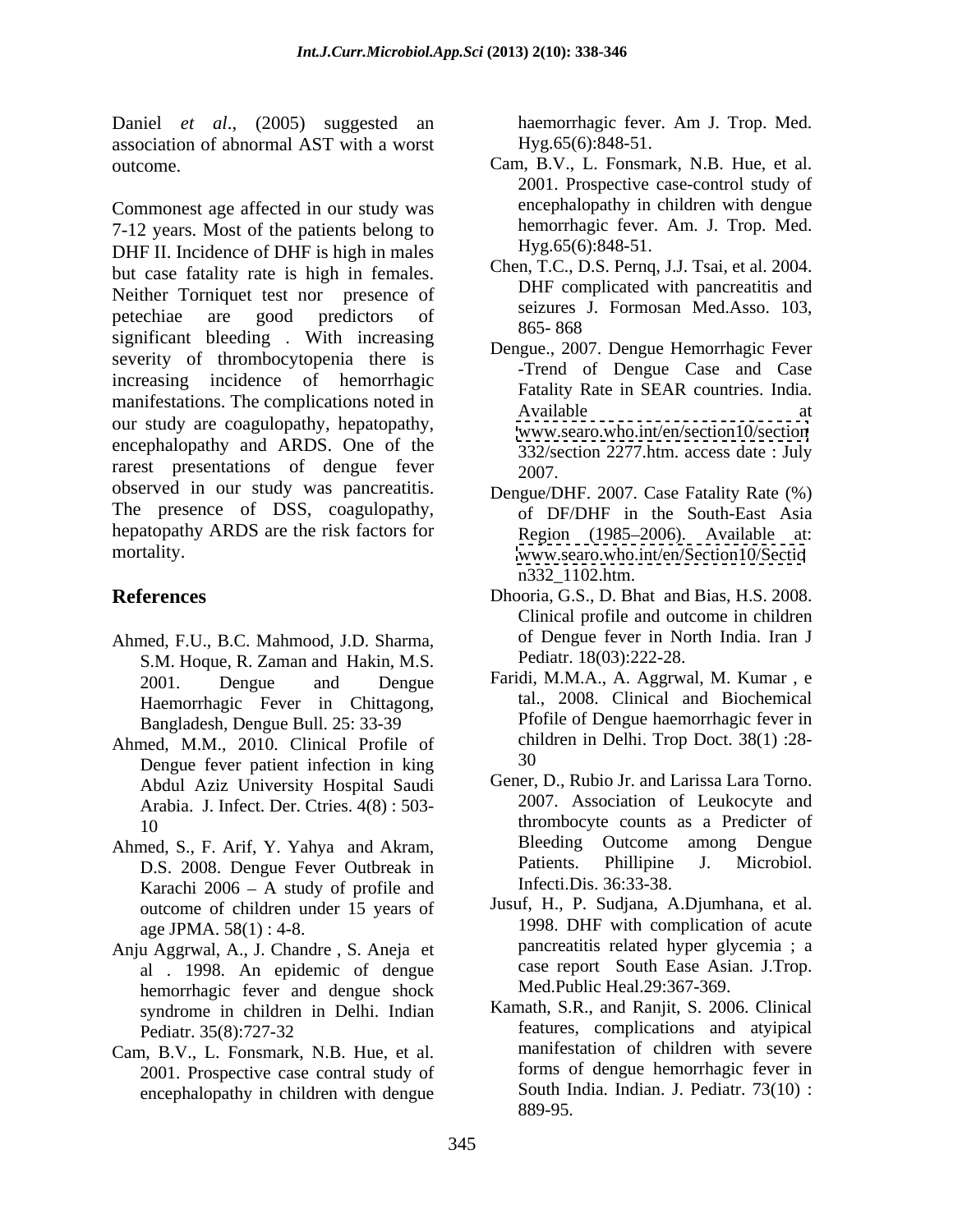Daniel *et al*., (2005) suggested an association of abnormal AST with a worst outcome.

Commonest age affected in our study was 7-12 years. Most of the patients belong to DHF II. Incidence of DHF is high in males but case fatality rate is high in females. Neither Torniquet test nor presence of petechiae are good predictors of significant bleeding . With increasing severity of thrombocytopenia there is increasing incidence of hemorrhagic manifestations. The complications noted in our study are coagulopathy, hepatopathy, encephalopathy and ARDS. One of the rarest presentations of dengue fever observed in our study was pancreatitis. The presence of DSS, coagulopathy, hepatopathy ARDS are the risk factors for mortality.

## References

Ahmed, F.U., B.C. Mahmood, J.D. Sharma, S.M. Hoque, R. Zaman and Hakin, M.S. 2001. Dengue and Dengue Haemorrhagic Fever in Chittagong, Bangladesh, Dengue Bull. 25: 33-39

Ahmed, M.M., 2010. Clinical Profile of Dengue fever patient infection in king Abdul Aziz University Hospital Saudi Arabia. J. Infect. Der. Ctries. 4(8) : 503-10

Ahmed, S., F. Arif, Y. Yahya and Akram, D.S. 2008. Dengue Fever Outbreak in Karachi 2006 – A study of profile and outcome of children under 15 years of age JPMA. 58(1) : 4-8.

Anju Aggrwal, A., J. Chandre , S. Aneja et al . 1998. An epidemic of dengue hemorrhagic fever and dengue shock syndrome in children in Delhi. Indian Pediatr. 35(8):727-32

Cam, B.V., L. Fonsmark, N.B. Hue, et al. 2001. Prospective case contral study of encephalopathy in children with dengue haemorrhagic fever. Am J. Trop. Med. Hyg.65(6):848-51.

Cam, B.V., L. Fonsmark, N.B. Hue, et al. 2001. Prospective case-control study of encephalopathy in children with dengue hemorrhagic fever. Am. J. Trop. Med. Hyg.65(6):848-51.

Chen, T.C., D.S. Pernq, J.J. Tsai, et al. 2004. DHF complicated with pancreatitis and seizures J. Formosan Med.Asso. 103, 865- 868

Dengue., 2007. Dengue Hemorrhagic Fever -Trend of Dengue Case and Case Fatality Rate in SEAR countries. India. Available at www.searo.who.int/en/section10/section 332/section 2277.htm. access date : July 2007.

Dengue/DHF. 2007. Case Fatality Rate (%) of DF/DHF in the South-East Asia Region (1985–2006). Available at: www.searo.who.int/en/Section10/Section332_1102.htm.

Dhooria, G.S., D. Bhat and Bias, H.S. 2008. Clinical profile and outcome in children of Dengue fever in North India. Iran J Pediatr. 18(03):222-28.

Faridi, M.M.A., A. Aggrwal, M. Kumar , e tal., 2008. Clinical and Biochemical Pfofile of Dengue haemorrhagic fever in children in Delhi. Trop Doct. 38(1) :28-30

Gener, D., Rubio Jr. and Larissa Lara Torno. 2007. Association of Leukocyte and thrombocyte counts as a Predicter of Bleeding Outcome among Dengue Patients. Phillipine J. Microbiol. Infecti.Dis. 36:33-38.

Jusuf, H., P. Sudjana, A.Djumhana, et al. 1998. DHF with complication of acute pancreatitis related hyper glycemia ; a case report South Ease Asian. J.Trop. Med.Public Heal.29:367-369.

Kamath, S.R., and Ranjit, S. 2006. Clinical features, complications and atyipical manifestation of children with severe forms of dengue hemorrhagic fever in South India. Indian. J. Pediatr. 73(10) : 889-95.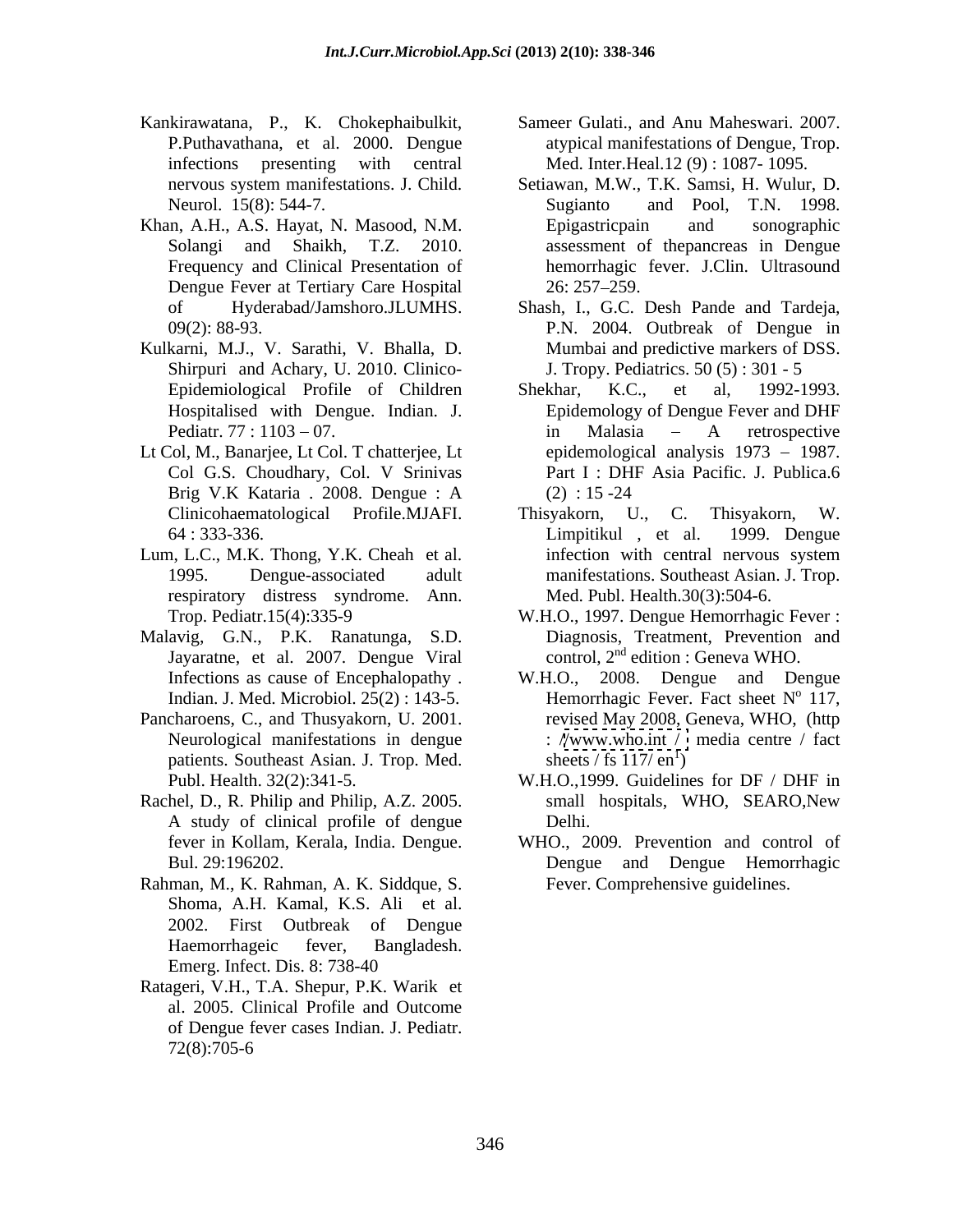Kankirawatana, P., K. Chokephaibulkit, P.Puthavathana, et al. 2000. Dengue infections presenting with central nervous system manifestations. J. Child. Neurol. 15(8): 544-7.

Khan, A.H., A.S. Hayat, N. Masood, N.M. Solangi and Shaikh, T.Z. 2010. Frequency and Clinical Presentation of Dengue Fever at Tertiary Care Hospital of Hyderabad/Jamshoro.JLUMHS. 09(2): 88-93.

Kulkarni, M.J., V. Sarathi, V. Bhalla, D. Shirpuri and Achary, U. 2010. Clinico-Epidemiological Profile of Children Hospitalised with Dengue. Indian. J. Pediatr. 77 : 1103 – 07.

Lt Col, M., Banarjee, Lt Col. T chatterjee, Lt Col G.S. Choudhary, Col. V Srinivas Brig V.K Kataria . 2008. Dengue : A Clinicohaematological Profile.MJAFI. 64 : 333-336.

Lum, L.C., M.K. Thong, Y.K. Cheah et al. 1995. Dengue-associated adult respiratory distress syndrome. Ann. Trop. Pediatr.15(4):335-9

Malavig, G.N., P.K. Ranatunga, S.D. Jayaratne, et al. 2007. Dengue Viral Infections as cause of Encephalopathy . Indian. J. Med. Microbiol. 25(2) : 143-5.

Pancharoens, C., and Thusyakorn, U. 2001. Neurological manifestations in dengue patients. Southeast Asian. J. Trop. Med. Publ. Health. 32(2):341-5.

Rachel, D., R. Philip and Philip, A.Z. 2005. A study of clinical profile of dengue fever in Kollam, Kerala, India. Dengue. Bul. 29:196202.

Rahman, M., K. Rahman, A. K. Siddque, S. Shoma, A.H. Kamal, K.S. Ali et al. 2002. First Outbreak of Dengue Haemorrhageic fever, Bangladesh. Emerg. Infect. Dis. 8: 738-40

Ratageri, V.H., T.A. Shepur, P.K. Warik et al. 2005. Clinical Profile and Outcome of Dengue fever cases Indian. J. Pediatr. 72(8):705-6

Sameer Gulati., and Anu Maheswari. 2007. atypical manifestations of Dengue, Trop. Med. Inter.Heal.12 (9) : 1087- 1095.

Setiawan, M.W., T.K. Samsi, H. Wulur, D. Sugianto and Pool, T.N. 1998. Epigastricpain and sonographic assessment of thepancreas in Dengue hemorrhagic fever. J.Clin. Ultrasound 26: 257–259.

Shash, I., G.C. Desh Pande and Tardeja, P.N. 2004. Outbreak of Dengue in Mumbai and predictive markers of DSS. J. Tropy. Pediatrics. 50 (5) : 301 - 5

Shekhar, K.C., et al, 1992-1993. Epidemology of Dengue Fever and DHF in Malasia – A retrospective epidemological analysis 1973 – 1987. Part I : DHF Asia Pacific. J. Publica.6 (2) : 15 -24

Thisyakorn, U., C. Thisyakorn, W. Limpitikul , et al. 1999. Dengue infection with central nervous system manifestations. Southeast Asian. J. Trop. Med. Publ. Health.30(3):504-6.

W.H.O., 1997. Dengue Hemorrhagic Fever : Diagnosis, Treatment, Prevention and control, 2nd edition : Geneva WHO.

W.H.O., 2008. Dengue and Dengue Hemorrhagic Fever. Fact sheet N$^{o}$ 117, revised May 2008, Geneva, WHO, (http : //www.who.int / media centre / fact sheets / fs 117/ en/)

W.H.O.,1999. Guidelines for DF / DHF in small hospitals, WHO, SEARO,New Delhi.

WHO., 2009. Prevention and control of Dengue and Dengue Hemorrhagic Fever. Comprehensive guidelines.